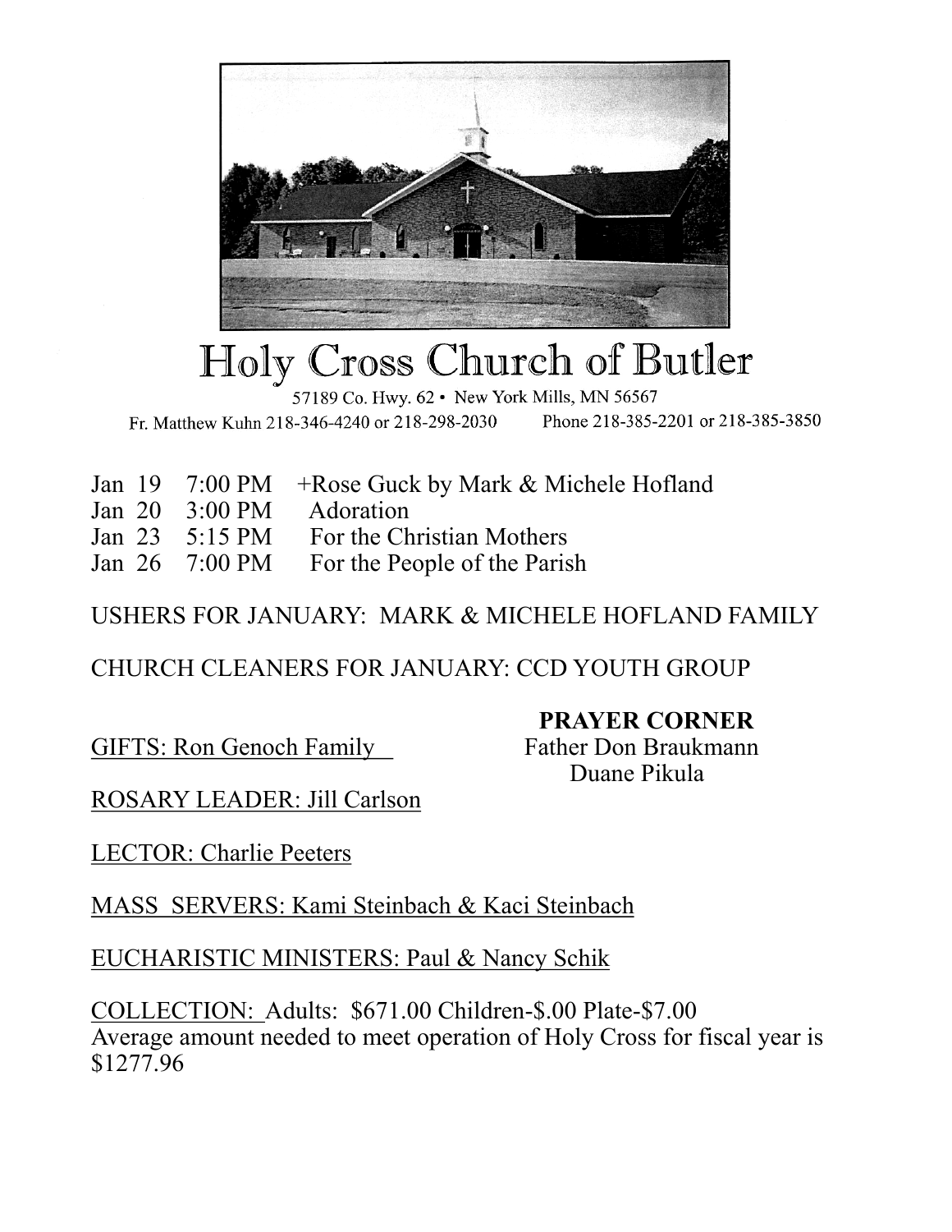# Holy Cross Church of Butler

57189 Co. Hwy. 62 • New York Mills, MN 56567

Fr. Matthew Kuhn 218-346-4240 or 218-298-2030 Phone 218-385-2201 or 218-385-3850

| | | |
|---|---|---|
| Jan 19 | 7:00 PM | +Rose Guck by Mark & Michele Hofland |
| Jan 20 | 3:00 PM | Adoration |
| Jan 23 | 5:15 PM | For the Christian Mothers |
| Jan 26 | 7:00 PM | For the People of the Parish |

USHERS FOR JANUARY: MARK & MICHELE HOFLAND FAMILY

CHURCH CLEANERS FOR JANUARY: CCD YOUTH GROUP

**PRAYER CORNER**

Father Don Braukmann
Duane Pikula

GIFTS: Ron Genoch Family

ROSARY LEADER: Jill Carlson

LECTOR: Charlie Peeters

MASS SERVERS: Kami Steinbach & Kaci Steinbach

EUCHARISTIC MINISTERS: Paul & Nancy Schik

COLLECTION: Adults: $671.00 Children-$.00 Plate-$7.00
Average amount needed to meet operation of Holy Cross for fiscal year is $1277.96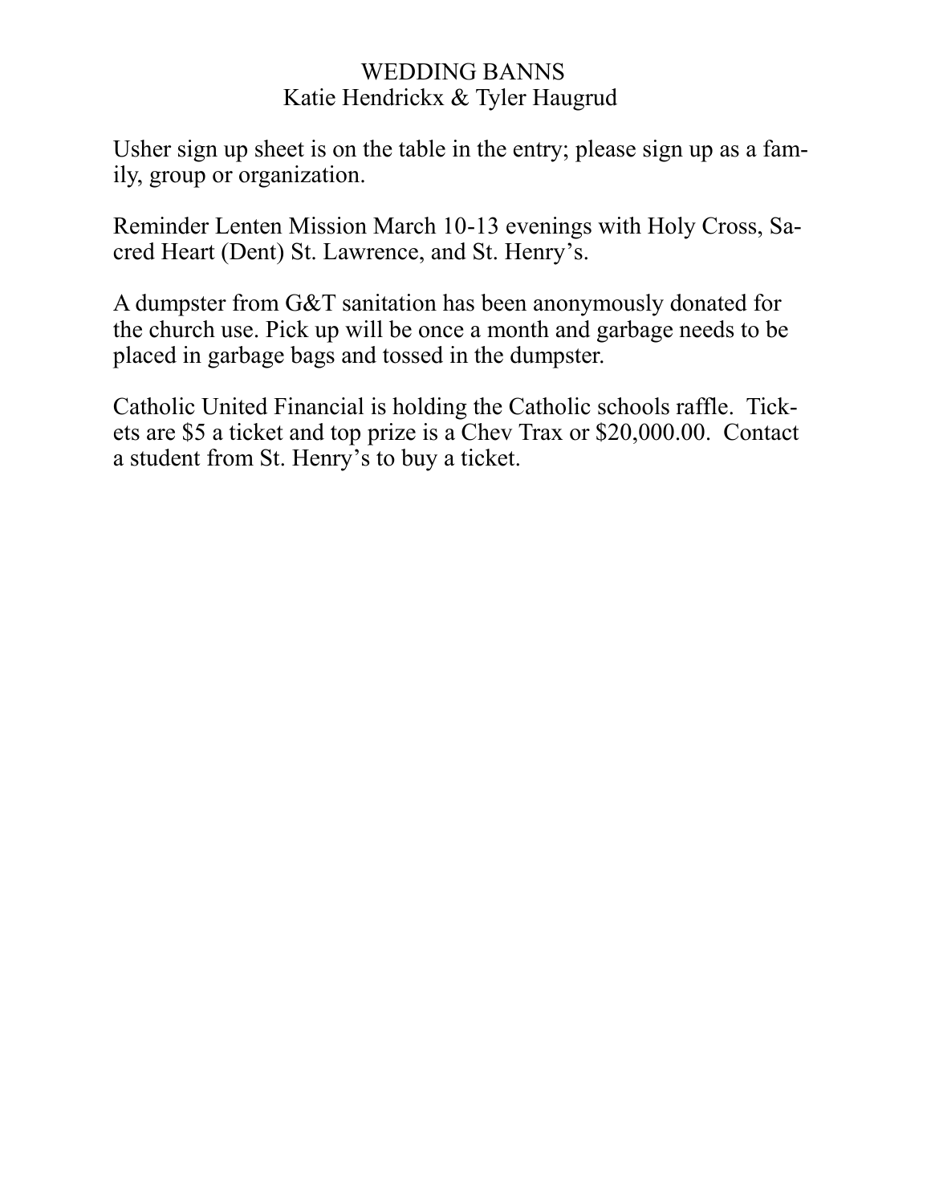WEDDING BANNS
Katie Hendrickx & Tyler Haugrud

Usher sign up sheet is on the table in the entry; please sign up as a family, group or organization.

Reminder Lenten Mission March 10-13 evenings with Holy Cross, Sacred Heart (Dent) St. Lawrence, and St. Henry's.

A dumpster from G&T sanitation has been anonymously donated for the church use. Pick up will be once a month and garbage needs to be placed in garbage bags and tossed in the dumpster.

Catholic United Financial is holding the Catholic schools raffle. Tickets are $5 a ticket and top prize is a Chev Trax or $20,000.00. Contact a student from St. Henry's to buy a ticket.